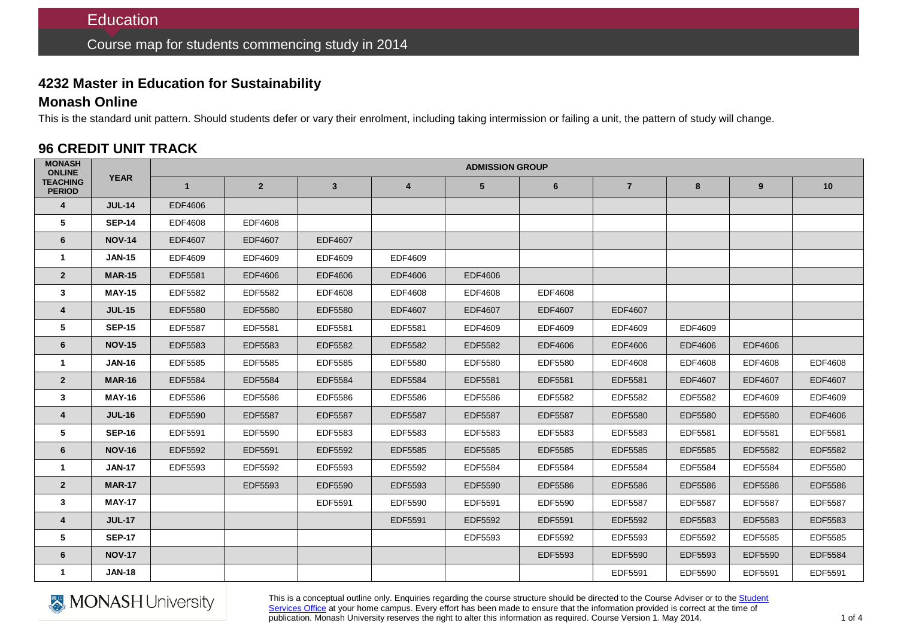# Education

## Course map for students commencing study in 2014

### 4232 Master in Education for Sustainability

### Monash Online

This is the standard unit pattern. Should students defer or vary their enrolment, including taking intermission or failing a unit, the pattern of study will change.

### 96 CREDIT UNIT TRACK

| MONASH ONLINE TEACHING PERIOD | YEAR | ADMISSION GROUP | | | | | | | | | |
|---|---|---|---|---|---|---|---|---|---|---|---|
| | | 1 | 2 | 3 | 4 | 5 | 6 | 7 | 8 | 9 | 10 |
| 4 | JUL-14 | EDF4606 | | | | | | | | | |
| 5 | SEP-14 | EDF4608 | EDF4608 | | | | | | | | |
| 6 | NOV-14 | EDF4607 | EDF4607 | EDF4607 | | | | | | | |
| 1 | JAN-15 | EDF4609 | EDF4609 | EDF4609 | EDF4609 | | | | | | |
| 2 | MAR-15 | EDF5581 | EDF4606 | EDF4606 | EDF4606 | EDF4606 | | | | | |
| 3 | MAY-15 | EDF5582 | EDF5582 | EDF4608 | EDF4608 | EDF4608 | EDF4608 | | | | |
| 4 | JUL-15 | EDF5580 | EDF5580 | EDF5580 | EDF4607 | EDF4607 | EDF4607 | EDF4607 | | | |
| 5 | SEP-15 | EDF5587 | EDF5581 | EDF5581 | EDF5581 | EDF4609 | EDF4609 | EDF4609 | EDF4609 | | |
| 6 | NOV-15 | EDF5583 | EDF5583 | EDF5582 | EDF5582 | EDF5582 | EDF4606 | EDF4606 | EDF4606 | EDF4606 | |
| 1 | JAN-16 | EDF5585 | EDF5585 | EDF5585 | EDF5580 | EDF5580 | EDF5580 | EDF4608 | EDF4608 | EDF4608 | EDF4608 |
| 2 | MAR-16 | EDF5584 | EDF5584 | EDF5584 | EDF5584 | EDF5581 | EDF5581 | EDF5581 | EDF4607 | EDF4607 | EDF4607 |
| 3 | MAY-16 | EDF5586 | EDF5586 | EDF5586 | EDF5586 | EDF5586 | EDF5582 | EDF5582 | EDF5582 | EDF4609 | EDF4609 |
| 4 | JUL-16 | EDF5590 | EDF5587 | EDF5587 | EDF5587 | EDF5587 | EDF5587 | EDF5580 | EDF5580 | EDF5580 | EDF4606 |
| 5 | SEP-16 | EDF5591 | EDF5590 | EDF5583 | EDF5583 | EDF5583 | EDF5583 | EDF5583 | EDF5581 | EDF5581 | EDF5581 |
| 6 | NOV-16 | EDF5592 | EDF5591 | EDF5592 | EDF5585 | EDF5585 | EDF5585 | EDF5585 | EDF5585 | EDF5582 | EDF5582 |
| 1 | JAN-17 | EDF5593 | EDF5592 | EDF5593 | EDF5592 | EDF5584 | EDF5584 | EDF5584 | EDF5584 | EDF5584 | EDF5580 |
| 2 | MAR-17 | | EDF5593 | EDF5590 | EDF5593 | EDF5590 | EDF5586 | EDF5586 | EDF5586 | EDF5586 | EDF5586 |
| 3 | MAY-17 | | | EDF5591 | EDF5590 | EDF5591 | EDF5590 | EDF5587 | EDF5587 | EDF5587 | EDF5587 |
| 4 | JUL-17 | | | | EDF5591 | EDF5592 | EDF5591 | EDF5592 | EDF5583 | EDF5583 | EDF5583 |
| 5 | SEP-17 | | | | | EDF5593 | EDF5592 | EDF5593 | EDF5592 | EDF5585 | EDF5585 |
| 6 | NOV-17 | | | | | | EDF5593 | EDF5590 | EDF5593 | EDF5590 | EDF5584 |
| 1 | JAN-18 | | | | | | | EDF5591 | EDF5590 | EDF5591 | EDF5591 |

MONASH University

This is a conceptual outline only. Enquiries regarding the course structure should be directed to the Course Adviser or to the Student Services Office at your home campus. Every effort has been made to ensure that the information provided is correct at the time of publication. Monash University reserves the right to alter this information as required. Course Version 1. May 2014.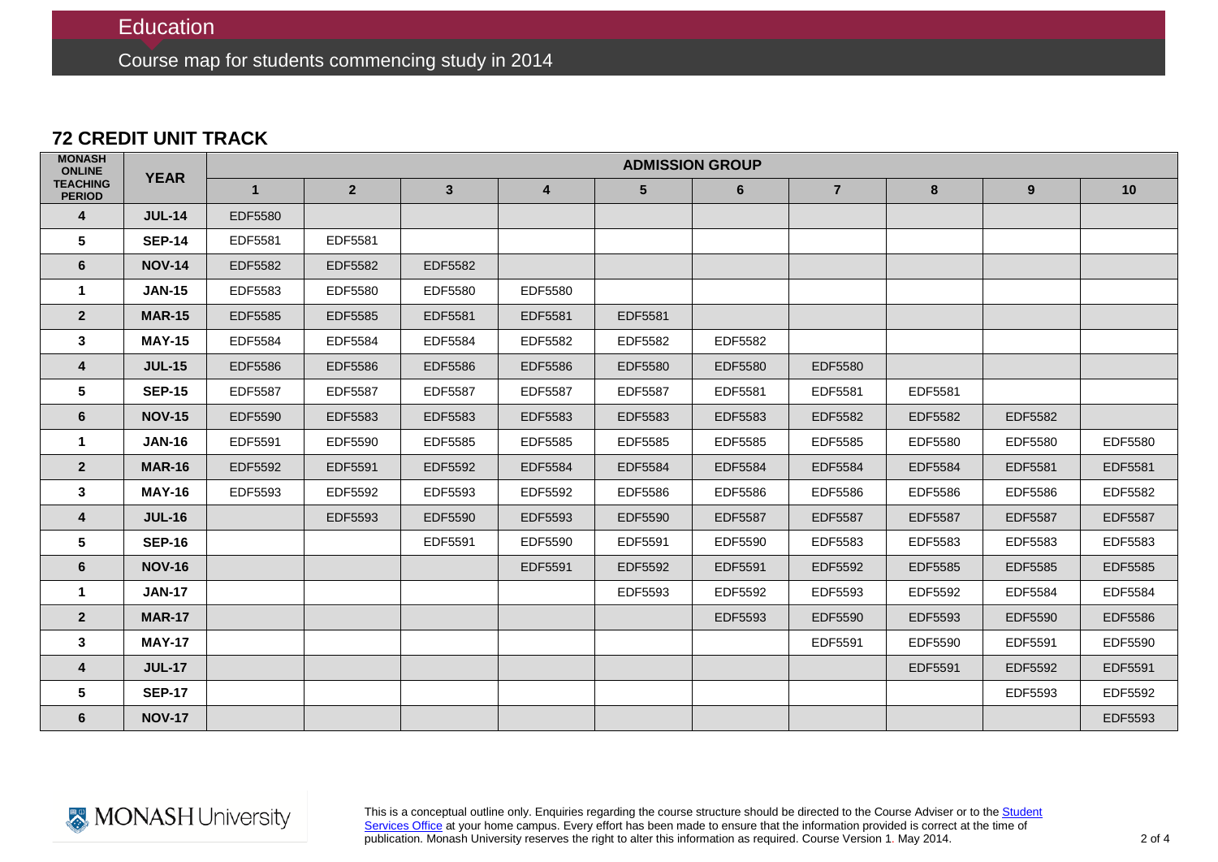# Education

## Course map for students commencing study in 2014

### 72 CREDIT UNIT TRACK

| MONASH ONLINE TEACHING PERIOD | YEAR | ADMISSION GROUP | | | | | | | | | |
|---|---|---|---|---|---|---|---|---|---|---|---|
| | | 1 | 2 | 3 | 4 | 5 | 6 | 7 | 8 | 9 | 10 |
| 4 | JUL-14 | EDF5580 | | | | | | | | | |
| 5 | SEP-14 | EDF5581 | EDF5581 | | | | | | | | |
| 6 | NOV-14 | EDF5582 | EDF5582 | EDF5582 | | | | | | | |
| 1 | JAN-15 | EDF5583 | EDF5580 | EDF5580 | EDF5580 | | | | | | |
| 2 | MAR-15 | EDF5585 | EDF5585 | EDF5581 | EDF5581 | EDF5581 | | | | | |
| 3 | MAY-15 | EDF5584 | EDF5584 | EDF5584 | EDF5582 | EDF5582 | EDF5582 | | | | |
| 4 | JUL-15 | EDF5586 | EDF5586 | EDF5586 | EDF5586 | EDF5580 | EDF5580 | EDF5580 | | | |
| 5 | SEP-15 | EDF5587 | EDF5587 | EDF5587 | EDF5587 | EDF5587 | EDF5581 | EDF5581 | EDF5581 | | |
| 6 | NOV-15 | EDF5590 | EDF5583 | EDF5583 | EDF5583 | EDF5583 | EDF5583 | EDF5582 | EDF5582 | EDF5582 | |
| 1 | JAN-16 | EDF5591 | EDF5590 | EDF5585 | EDF5585 | EDF5585 | EDF5585 | EDF5585 | EDF5580 | EDF5580 | EDF5580 |
| 2 | MAR-16 | EDF5592 | EDF5591 | EDF5592 | EDF5584 | EDF5584 | EDF5584 | EDF5584 | EDF5584 | EDF5581 | EDF5581 |
| 3 | MAY-16 | EDF5593 | EDF5592 | EDF5593 | EDF5592 | EDF5586 | EDF5586 | EDF5586 | EDF5586 | EDF5586 | EDF5582 |
| 4 | JUL-16 | | EDF5593 | EDF5590 | EDF5593 | EDF5590 | EDF5587 | EDF5587 | EDF5587 | EDF5587 | EDF5587 |
| 5 | SEP-16 | | | EDF5591 | EDF5590 | EDF5591 | EDF5590 | EDF5583 | EDF5583 | EDF5583 | EDF5583 |
| 6 | NOV-16 | | | | EDF5591 | EDF5592 | EDF5591 | EDF5592 | EDF5585 | EDF5585 | EDF5585 |
| 1 | JAN-17 | | | | | EDF5593 | EDF5592 | EDF5593 | EDF5592 | EDF5584 | EDF5584 |
| 2 | MAR-17 | | | | | | EDF5593 | EDF5590 | EDF5593 | EDF5590 | EDF5586 |
| 3 | MAY-17 | | | | | | | EDF5591 | EDF5590 | EDF5591 | EDF5590 |
| 4 | JUL-17 | | | | | | | | EDF5591 | EDF5592 | EDF5591 |
| 5 | SEP-17 | | | | | | | | | EDF5593 | EDF5592 |
| 6 | NOV-17 | | | | | | | | | | EDF5593 |

MONASH University

This is a conceptual outline only. Enquiries regarding the course structure should be directed to the Course Adviser or to the Student Services Office at your home campus. Every effort has been made to ensure that the information provided is correct at the time of publication. Monash University reserves the right to alter this information as required. Course Version 1. May 2014.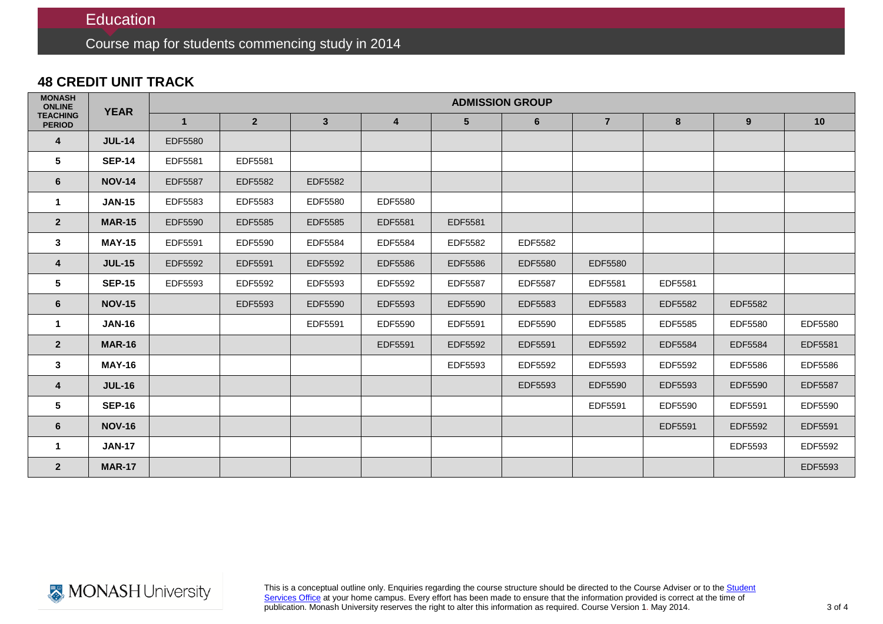# Education

## Course map for students commencing study in 2014

### 48 CREDIT UNIT TRACK

| MONASH ONLINE TEACHING PERIOD | YEAR | ADMISSION GROUP | | | | | | | | | |
|---|---|---|---|---|---|---|---|---|---|---|---|
| | | 1 | 2 | 3 | 4 | 5 | 6 | 7 | 8 | 9 | 10 |
| 4 | JUL-14 | EDF5580 | | | | | | | | | |
| 5 | SEP-14 | EDF5581 | EDF5581 | | | | | | | | |
| 6 | NOV-14 | EDF5587 | EDF5582 | EDF5582 | | | | | | | |
| 1 | JAN-15 | EDF5583 | EDF5583 | EDF5580 | EDF5580 | | | | | | |
| 2 | MAR-15 | EDF5590 | EDF5585 | EDF5585 | EDF5581 | EDF5581 | | | | | |
| 3 | MAY-15 | EDF5591 | EDF5590 | EDF5584 | EDF5584 | EDF5582 | EDF5582 | | | | |
| 4 | JUL-15 | EDF5592 | EDF5591 | EDF5592 | EDF5586 | EDF5586 | EDF5580 | EDF5580 | | | |
| 5 | SEP-15 | EDF5593 | EDF5592 | EDF5593 | EDF5592 | EDF5587 | EDF5587 | EDF5581 | EDF5581 | | |
| 6 | NOV-15 | | EDF5593 | EDF5590 | EDF5593 | EDF5590 | EDF5583 | EDF5583 | EDF5582 | EDF5582 | |
| 1 | JAN-16 | | | EDF5591 | EDF5590 | EDF5591 | EDF5590 | EDF5585 | EDF5585 | EDF5580 | EDF5580 |
| 2 | MAR-16 | | | | EDF5591 | EDF5592 | EDF5591 | EDF5592 | EDF5584 | EDF5584 | EDF5581 |
| 3 | MAY-16 | | | | | EDF5593 | EDF5592 | EDF5593 | EDF5592 | EDF5586 | EDF5586 |
| 4 | JUL-16 | | | | | | EDF5593 | EDF5590 | EDF5593 | EDF5590 | EDF5587 |
| 5 | SEP-16 | | | | | | | EDF5591 | EDF5590 | EDF5591 | EDF5590 |
| 6 | NOV-16 | | | | | | | | EDF5591 | EDF5592 | EDF5591 |
| 1 | JAN-17 | | | | | | | | | EDF5593 | EDF5592 |
| 2 | MAR-17 | | | | | | | | | | EDF5593 |

MONASH University

This is a conceptual outline only. Enquiries regarding the course structure should be directed to the Course Adviser or to the Student Services Office at your home campus. Every effort has been made to ensure that the information provided is correct at the time of publication. Monash University reserves the right to alter this information as required. Course Version 1. May 2014.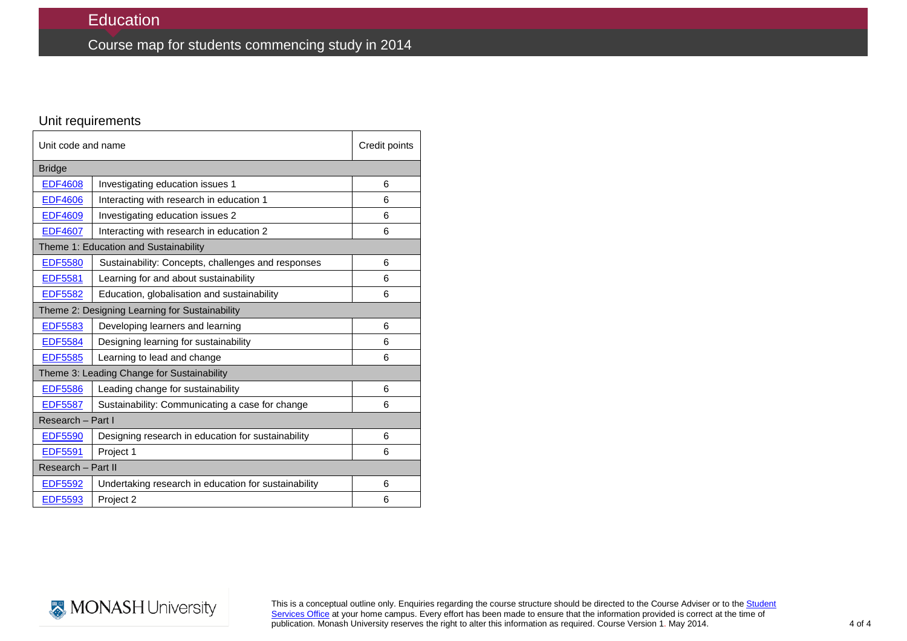# Education

## Course map for students commencing study in 2014

### Unit requirements

| Unit code and name | | Credit points |
|---|---|---|
| Bridge | | |
| EDF4608 | Investigating education issues 1 | 6 |
| EDF4606 | Interacting with research in education 1 | 6 |
| EDF4609 | Investigating education issues 2 | 6 |
| EDF4607 | Interacting with research in education 2 | 6 |
| Theme 1: Education and Sustainability | | |
| EDF5580 | Sustainability: Concepts, challenges and responses | 6 |
| EDF5581 | Learning for and about sustainability | 6 |
| EDF5582 | Education, globalisation and sustainability | 6 |
| Theme 2: Designing Learning for Sustainability | | |
| EDF5583 | Developing learners and learning | 6 |
| EDF5584 | Designing learning for sustainability | 6 |
| EDF5585 | Learning to lead and change | 6 |
| Theme 3: Leading Change for Sustainability | | |
| EDF5586 | Leading change for sustainability | 6 |
| EDF5587 | Sustainability: Communicating a case for change | 6 |
| Research – Part I | | |
| EDF5590 | Designing research in education for sustainability | 6 |
| EDF5591 | Project 1 | 6 |
| Research – Part II | | |
| EDF5592 | Undertaking research in education for sustainability | 6 |
| EDF5593 | Project 2 | 6 |

MONASH University

This is a conceptual outline only. Enquiries regarding the course structure should be directed to the Course Adviser or to the Student Services Office at your home campus. Every effort has been made to ensure that the information provided is correct at the time of publication. Monash University reserves the right to alter this information as required. Course Version 1. May 2014.